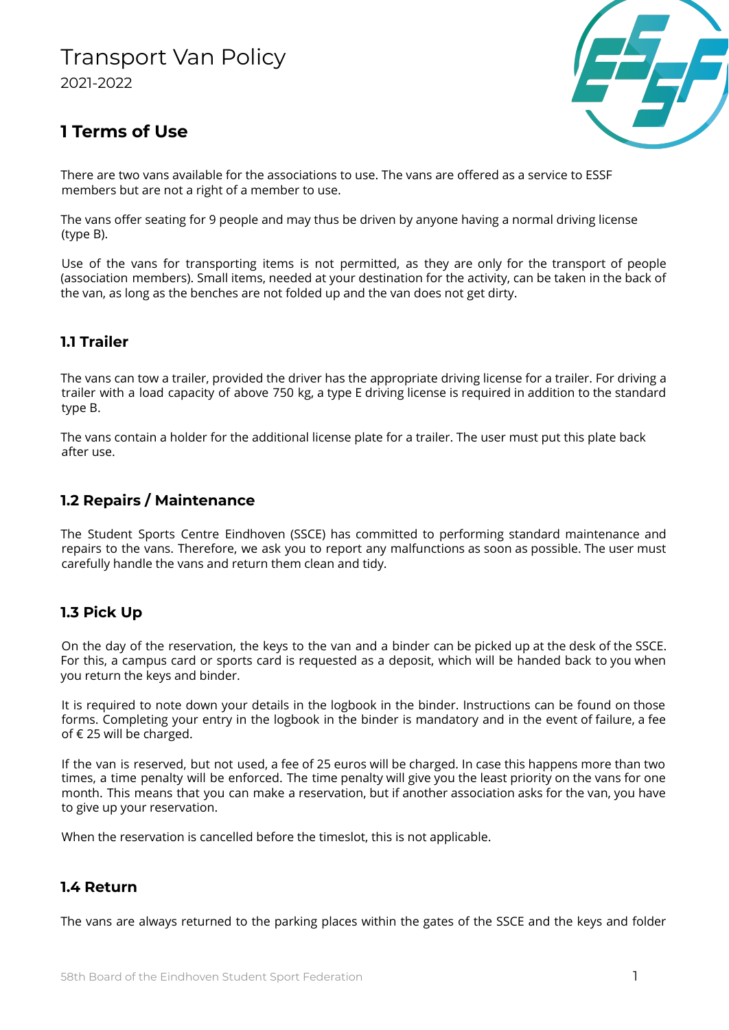# Transport Van Policy

2021-2022

## 1 Terms of Use

There are two vans available for the associations to use. The vans are offered as a service to ESSF members but are not a right of a member to use.

The vans offer seating for 9 people and may thus be driven by anyone having a normal driving license (type B).

Use of the vans for transporting items is not permitted, as they are only for the transport of people (association members). Small items, needed at your destination for the activity, can be taken in the back of the van, as long as the benches are not folded up and the van does not get dirty.

### 1.1 Trailer

The vans can tow a trailer, provided the driver has the appropriate driving license for a trailer. For driving a trailer with a load capacity of above 750 kg, a type E driving license is required in addition to the standard type B.

The vans contain a holder for the additional license plate for a trailer. The user must put this plate back after use.

### 1.2 Repairs / Maintenance

The Student Sports Centre Eindhoven (SSCE) has committed to performing standard maintenance and repairs to the vans. Therefore, we ask you to report any malfunctions as soon as possible. The user must carefully handle the vans and return them clean and tidy.

### 1.3 Pick Up

On the day of the reservation, the keys to the van and a binder can be picked up at the desk of the SSCE. For this, a campus card or sports card is requested as a deposit, which will be handed back to you when you return the keys and binder.

It is required to note down your details in the logbook in the binder. Instructions can be found on those forms. Completing your entry in the logbook in the binder is mandatory and in the event of failure, a fee of € 25 will be charged.

If the van is reserved, but not used, a fee of 25 euros will be charged. In case this happens more than two times, a time penalty will be enforced. The time penalty will give you the least priority on the vans for one month. This means that you can make a reservation, but if another association asks for the van, you have to give up your reservation.

When the reservation is cancelled before the timeslot, this is not applicable.

### 1.4 Return

The vans are always returned to the parking places within the gates of the SSCE and the keys and folder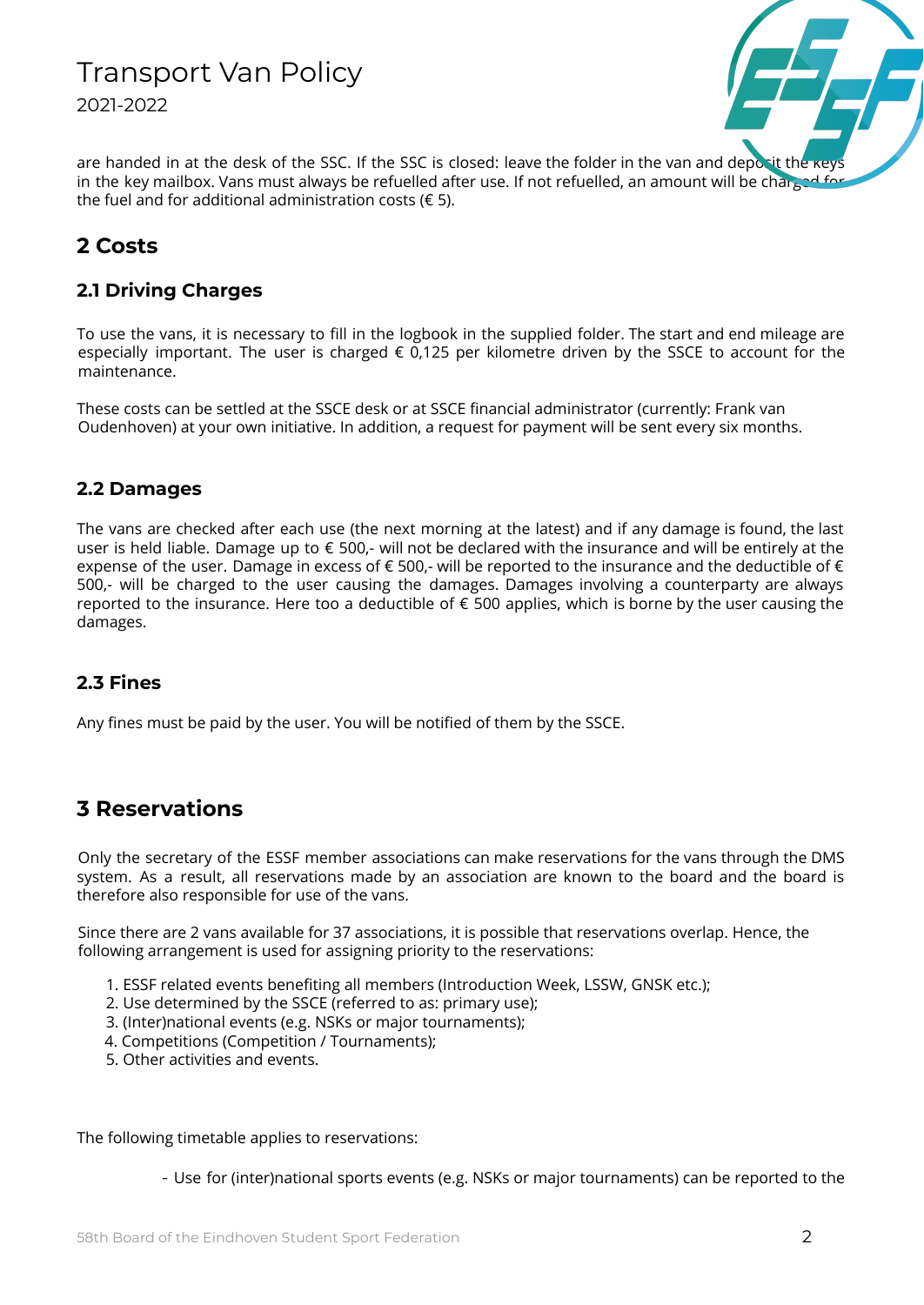are handed in at the desk of the SSC. If the SSC is closed: leave the folder in the van and deposit the keys in the key mailbox. Vans must always be refuelled after use. If not refuelled, an amount will be charged for the fuel and for additional administration costs (€ 5).

## 2 Costs

### 2.1 Driving Charges

To use the vans, it is necessary to fill in the logbook in the supplied folder. The start and end mileage are especially important. The user is charged € 0,125 per kilometre driven by the SSCE to account for the maintenance.

These costs can be settled at the SSCE desk or at SSCE financial administrator (currently: Frank van Oudenhoven) at your own initiative. In addition, a request for payment will be sent every six months.

### 2.2 Damages

The vans are checked after each use (the next morning at the latest) and if any damage is found, the last user is held liable. Damage up to € 500,- will not be declared with the insurance and will be entirely at the expense of the user. Damage in excess of € 500,- will be reported to the insurance and the deductible of € 500,- will be charged to the user causing the damages. Damages involving a counterparty are always reported to the insurance. Here too a deductible of € 500 applies, which is borne by the user causing the damages.

### 2.3 Fines

Any fines must be paid by the user. You will be notified of them by the SSCE.

## 3 Reservations

Only the secretary of the ESSF member associations can make reservations for the vans through the DMS system. As a result, all reservations made by an association are known to the board and the board is therefore also responsible for use of the vans.

Since there are 2 vans available for 37 associations, it is possible that reservations overlap. Hence, the following arrangement is used for assigning priority to the reservations:

1. ESSF related events benefiting all members (Introduction Week, LSSW, GNSK etc.);
2. Use determined by the SSCE (referred to as: primary use);
3. (Inter)national events (e.g. NSKs or major tournaments);
4. Competitions (Competition / Tournaments);
5. Other activities and events.

The following timetable applies to reservations:

- Use for (inter)national sports events (e.g. NSKs or major tournaments) can be reported to the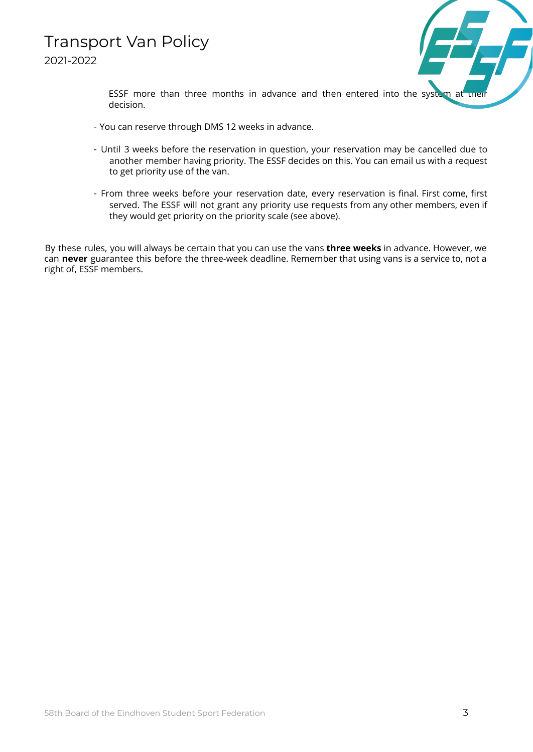ESSF more than three months in advance and then entered into the system at their decision.

- You can reserve through DMS 12 weeks in advance.

- Until 3 weeks before the reservation in question, your reservation may be cancelled due to another member having priority. The ESSF decides on this. You can email us with a request to get priority use of the van.

- From three weeks before your reservation date, every reservation is final. First come, first served. The ESSF will not grant any priority use requests from any other members, even if they would get priority on the priority scale (see above).

By these rules, you will always be certain that you can use the vans **three weeks** in advance. However, we can **never** guarantee this before the three-week deadline. Remember that using vans is a service to, not a right of, ESSF members.